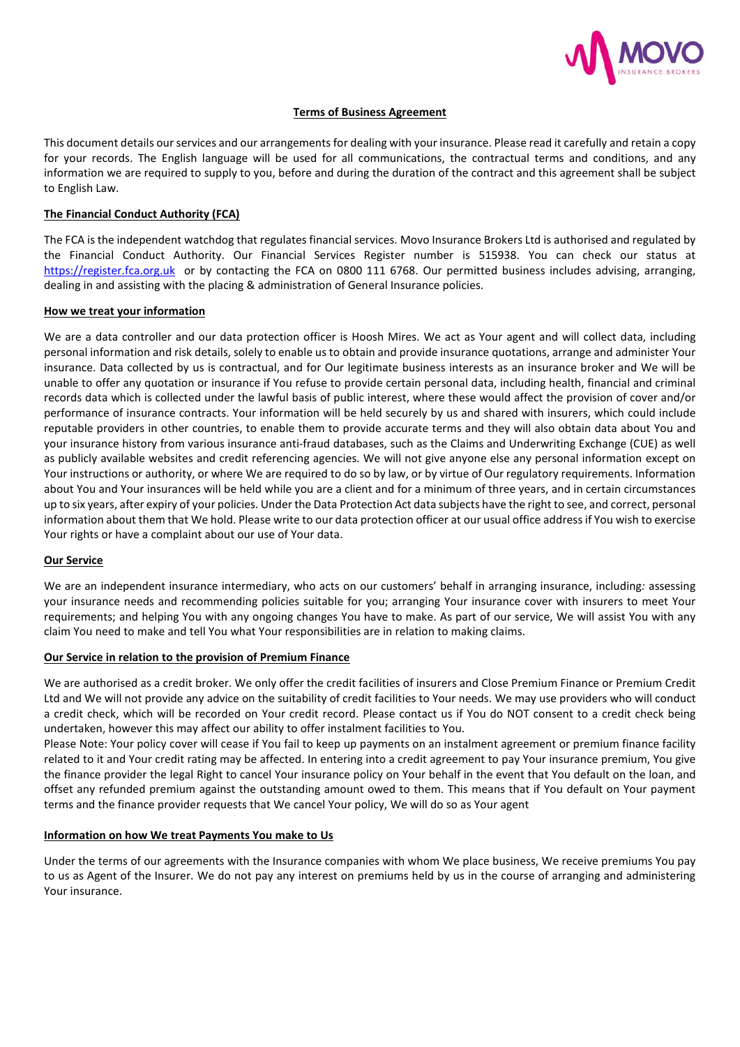**Terms of Business Agreement**

This document details our services and our arrangements for dealing with your insurance. Please read it carefully and retain a copy for your records. The English language will be used for all communications, the contractual terms and conditions, and any information we are required to supply to you, before and during the duration of the contract and this agreement shall be subject to English Law.

**The Financial Conduct Authority (FCA)**

The FCA is the independent watchdog that regulates financial services. Movo Insurance Brokers Ltd is authorised and regulated by the Financial Conduct Authority. Our Financial Services Register number is 515938. You can check our status at https://register.fca.org.uk or by contacting the FCA on 0800 111 6768. Our permitted business includes advising, arranging, dealing in and assisting with the placing & administration of General Insurance policies.

**How we treat your information**

We are a data controller and our data protection officer is Hoosh Mires. We act as Your agent and will collect data, including personal information and risk details, solely to enable us to obtain and provide insurance quotations, arrange and administer Your insurance. Data collected by us is contractual, and for Our legitimate business interests as an insurance broker and We will be unable to offer any quotation or insurance if You refuse to provide certain personal data, including health, financial and criminal records data which is collected under the lawful basis of public interest, where these would affect the provision of cover and/or performance of insurance contracts. Your information will be held securely by us and shared with insurers, which could include reputable providers in other countries, to enable them to provide accurate terms and they will also obtain data about You and your insurance history from various insurance anti-fraud databases, such as the Claims and Underwriting Exchange (CUE) as well as publicly available websites and credit referencing agencies. We will not give anyone else any personal information except on Your instructions or authority, or where We are required to do so by law, or by virtue of Our regulatory requirements. Information about You and Your insurances will be held while you are a client and for a minimum of three years, and in certain circumstances up to six years, after expiry of your policies. Under the Data Protection Act data subjects have the right to see, and correct, personal information about them that We hold. Please write to our data protection officer at our usual office address if You wish to exercise Your rights or have a complaint about our use of Your data.

**Our Service**

We are an independent insurance intermediary, who acts on our customers' behalf in arranging insurance, including*:* assessing your insurance needs and recommending policies suitable for you; arranging Your insurance cover with insurers to meet Your requirements; and helping You with any ongoing changes You have to make. As part of our service, We will assist You with any claim You need to make and tell You what Your responsibilities are in relation to making claims.

**Our Service in relation to the provision of Premium Finance**

We are authorised as a credit broker. We only offer the credit facilities of insurers and Close Premium Finance or Premium Credit Ltd and We will not provide any advice on the suitability of credit facilities to Your needs. We may use providers who will conduct a credit check, which will be recorded on Your credit record. Please contact us if You do NOT consent to a credit check being undertaken, however this may affect our ability to offer instalment facilities to You.

Please Note: Your policy cover will cease if You fail to keep up payments on an instalment agreement or premium finance facility related to it and Your credit rating may be affected. In entering into a credit agreement to pay Your insurance premium, You give the finance provider the legal Right to cancel Your insurance policy on Your behalf in the event that You default on the loan, and offset any refunded premium against the outstanding amount owed to them. This means that if You default on Your payment terms and the finance provider requests that We cancel Your policy, We will do so as Your agent

**Information on how We treat Payments You make to Us**

Under the terms of our agreements with the Insurance companies with whom We place business, We receive premiums You pay to us as Agent of the Insurer. We do not pay any interest on premiums held by us in the course of arranging and administering Your insurance.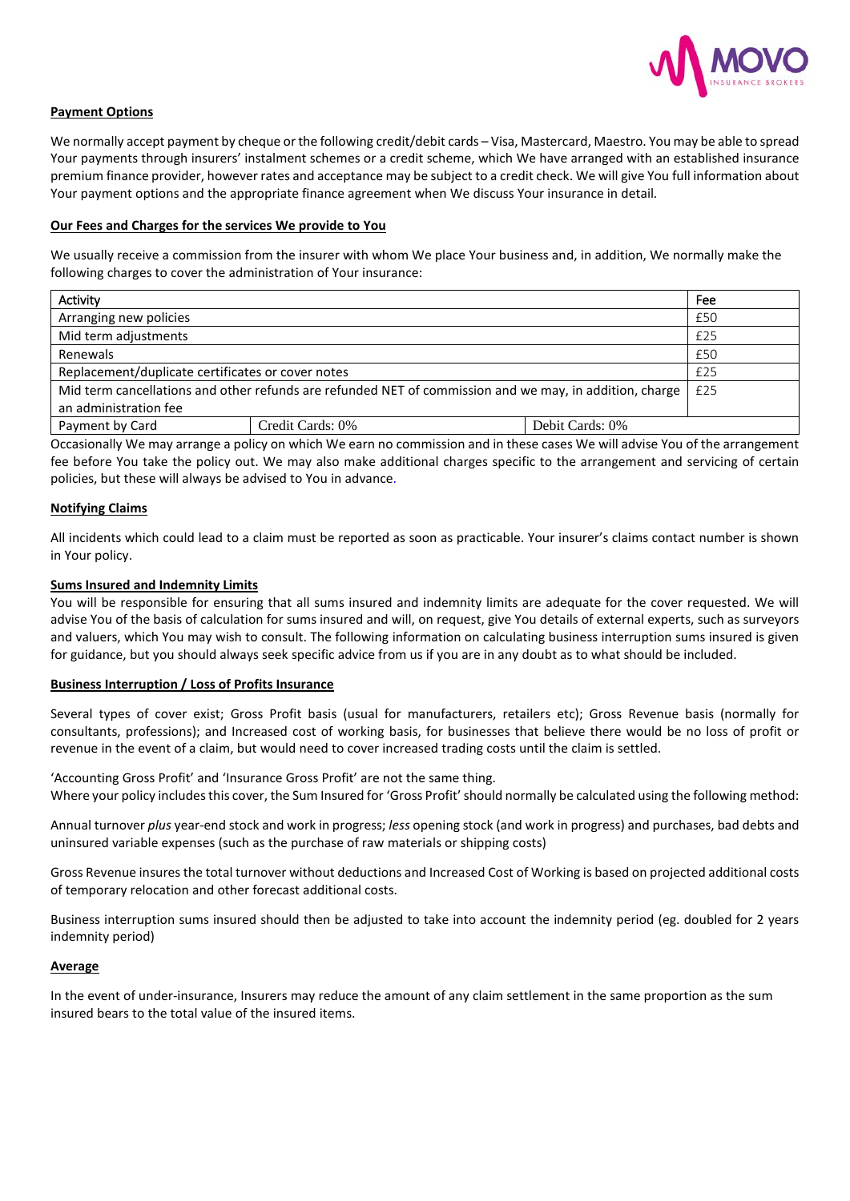**Payment Options**

We normally accept payment by cheque or the following credit/debit cards – Visa, Mastercard, Maestro. You may be able to spread Your payments through insurers' instalment schemes or a credit scheme, which We have arranged with an established insurance premium finance provider, however rates and acceptance may be subject to a credit check. We will give You full information about Your payment options and the appropriate finance agreement when We discuss Your insurance in detail.

**Our Fees and Charges for the services We provide to You**

We usually receive a commission from the insurer with whom We place Your business and, in addition, We normally make the following charges to cover the administration of Your insurance:

| Activity | | | Fee |
|---|---|---|---|
| Arranging new policies | | | £50 |
| Mid term adjustments | | | £25 |
| Renewals | | | £50 |
| Replacement/duplicate certificates or cover notes | | | £25 |
| Mid term cancellations and other refunds are refunded NET of commission and we may, in addition, charge an administration fee | | | £25 |
| Payment by Card | Credit Cards: 0% | Debit Cards: 0% | |

Occasionally We may arrange a policy on which We earn no commission and in these cases We will advise You of the arrangement fee before You take the policy out. We may also make additional charges specific to the arrangement and servicing of certain policies, but these will always be advised to You in advance.

**Notifying Claims**

All incidents which could lead to a claim must be reported as soon as practicable. Your insurer's claims contact number is shown in Your policy.

**Sums Insured and Indemnity Limits**

You will be responsible for ensuring that all sums insured and indemnity limits are adequate for the cover requested. We will advise You of the basis of calculation for sums insured and will, on request, give You details of external experts, such as surveyors and valuers, which You may wish to consult. The following information on calculating business interruption sums insured is given for guidance, but you should always seek specific advice from us if you are in any doubt as to what should be included.

**Business Interruption / Loss of Profits Insurance**

Several types of cover exist; Gross Profit basis (usual for manufacturers, retailers etc); Gross Revenue basis (normally for consultants, professions); and Increased cost of working basis, for businesses that believe there would be no loss of profit or revenue in the event of a claim, but would need to cover increased trading costs until the claim is settled.

'Accounting Gross Profit' and 'Insurance Gross Profit' are not the same thing.
Where your policy includes this cover, the Sum Insured for 'Gross Profit' should normally be calculated using the following method:

Annual turnover *plus* year-end stock and work in progress; *less* opening stock (and work in progress) and purchases, bad debts and uninsured variable expenses (such as the purchase of raw materials or shipping costs)

Gross Revenue insures the total turnover without deductions and Increased Cost of Working is based on projected additional costs of temporary relocation and other forecast additional costs.

Business interruption sums insured should then be adjusted to take into account the indemnity period (eg. doubled for 2 years indemnity period)

**Average**

In the event of under-insurance, Insurers may reduce the amount of any claim settlement in the same proportion as the sum insured bears to the total value of the insured items.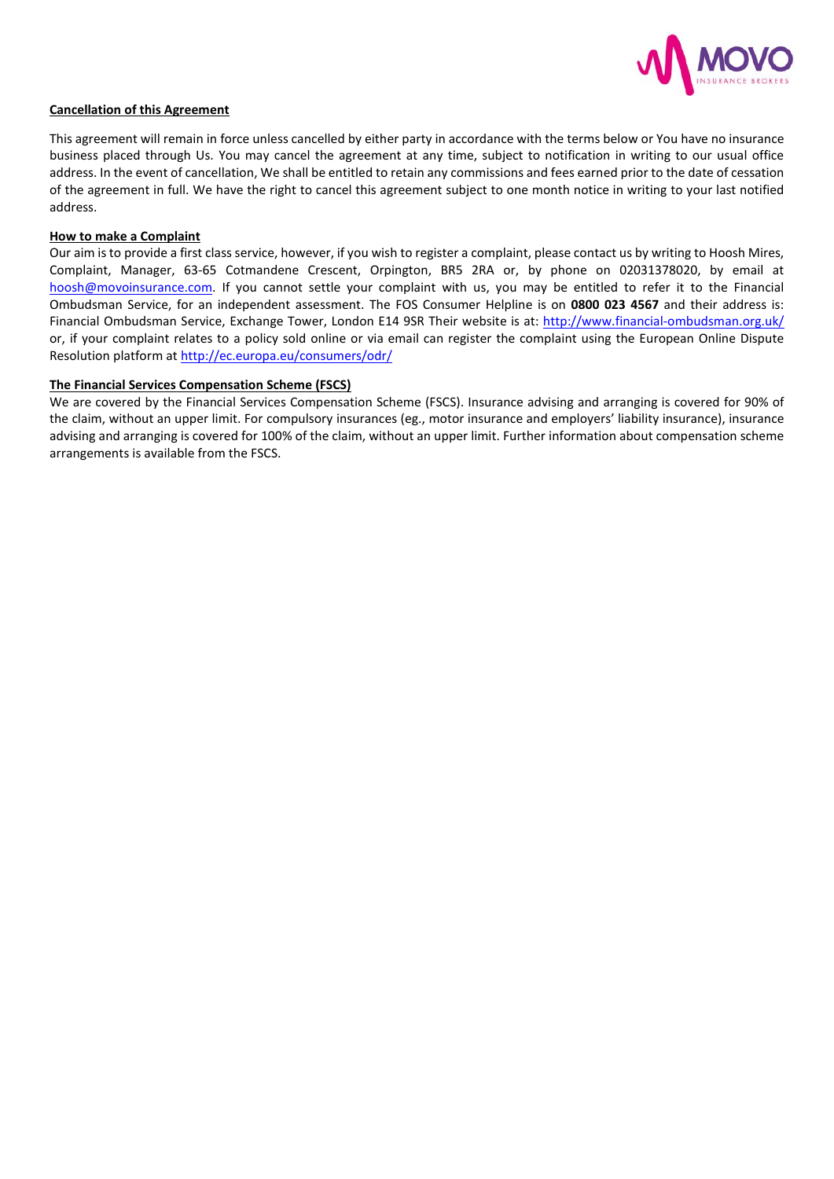**Cancellation of this Agreement**

This agreement will remain in force unless cancelled by either party in accordance with the terms below or You have no insurance business placed through Us. You may cancel the agreement at any time, subject to notification in writing to our usual office address. In the event of cancellation, We shall be entitled to retain any commissions and fees earned prior to the date of cessation of the agreement in full. We have the right to cancel this agreement subject to one month notice in writing to your last notified address.

**How to make a Complaint**

Our aim is to provide a first class service, however, if you wish to register a complaint, please contact us by writing to Hoosh Mires, Complaint, Manager, 63-65 Cotmandene Crescent, Orpington, BR5 2RA or, by phone on 02031378020, by email at hoosh@movoinsurance.com. If you cannot settle your complaint with us, you may be entitled to refer it to the Financial Ombudsman Service, for an independent assessment. The FOS Consumer Helpline is on **0800 023 4567** and their address is: Financial Ombudsman Service, Exchange Tower, London E14 9SR Their website is at: http://www.financial-ombudsman.org.uk/ or, if your complaint relates to a policy sold online or via email can register the complaint using the European Online Dispute Resolution platform at http://ec.europa.eu/consumers/odr/

**The Financial Services Compensation Scheme (FSCS)**

We are covered by the Financial Services Compensation Scheme (FSCS). Insurance advising and arranging is covered for 90% of the claim, without an upper limit. For compulsory insurances (eg., motor insurance and employers' liability insurance), insurance advising and arranging is covered for 100% of the claim, without an upper limit. Further information about compensation scheme arrangements is available from the FSCS.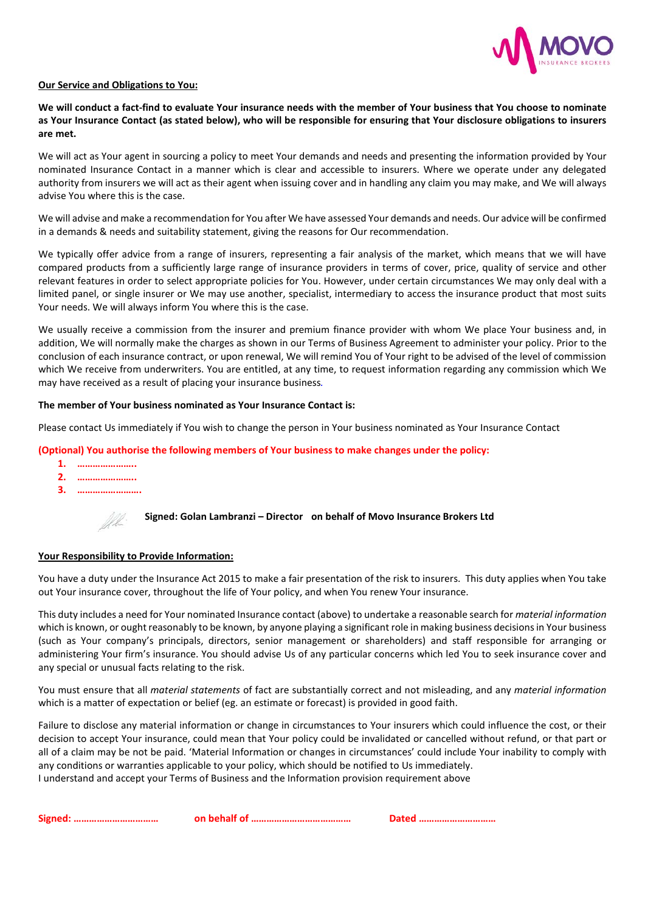**Our Service and Obligations to You:**

**We will conduct a fact-find to evaluate Your insurance needs with the member of Your business that You choose to nominate as Your Insurance Contact (as stated below), who will be responsible for ensuring that Your disclosure obligations to insurers are met.**

We will act as Your agent in sourcing a policy to meet Your demands and needs and presenting the information provided by Your nominated Insurance Contact in a manner which is clear and accessible to insurers. Where we operate under any delegated authority from insurers we will act as their agent when issuing cover and in handling any claim you may make, and We will always advise You where this is the case.

We will advise and make a recommendation for You after We have assessed Your demands and needs. Our advice will be confirmed in a demands & needs and suitability statement, giving the reasons for Our recommendation.

We typically offer advice from a range of insurers, representing a fair analysis of the market, which means that we will have compared products from a sufficiently large range of insurance providers in terms of cover, price, quality of service and other relevant features in order to select appropriate policies for You. However, under certain circumstances We may only deal with a limited panel, or single insurer or We may use another, specialist, intermediary to access the insurance product that most suits Your needs. We will always inform You where this is the case.

We usually receive a commission from the insurer and premium finance provider with whom We place Your business and, in addition, We will normally make the charges as shown in our Terms of Business Agreement to administer your policy. Prior to the conclusion of each insurance contract, or upon renewal, We will remind You of Your right to be advised of the level of commission which We receive from underwriters. You are entitled, at any time, to request information regarding any commission which We may have received as a result of placing your insurance business.

**The member of Your business nominated as Your Insurance Contact is:**

Please contact Us immediately if You wish to change the person in Your business nominated as Your Insurance Contact

**(Optional) You authorise the following members of Your business to make changes under the policy:**

1. **…………………..**
2. **…………………..**
3. **……………………**

**Signed: Golan Lambranzi – Director on behalf of Movo Insurance Brokers Ltd**

**Your Responsibility to Provide Information:**

You have a duty under the Insurance Act 2015 to make a fair presentation of the risk to insurers. This duty applies when You take out Your insurance cover, throughout the life of Your policy, and when You renew Your insurance.

This duty includes a need for Your nominated Insurance contact (above) to undertake a reasonable search for *material information* which is known, or ought reasonably to be known, by anyone playing a significant role in making business decisions in Your business (such as Your company's principals, directors, senior management or shareholders) and staff responsible for arranging or administering Your firm's insurance. You should advise Us of any particular concerns which led You to seek insurance cover and any special or unusual facts relating to the risk.

You must ensure that all *material statements* of fact are substantially correct and not misleading, and any *material information* which is a matter of expectation or belief (eg. an estimate or forecast) is provided in good faith.

Failure to disclose any material information or change in circumstances to Your insurers which could influence the cost, or their decision to accept Your insurance, could mean that Your policy could be invalidated or cancelled without refund, or that part or all of a claim may be not be paid. 'Material Information or changes in circumstances' could include Your inability to comply with any conditions or warranties applicable to your policy, which should be notified to Us immediately.
I understand and accept your Terms of Business and the Information provision requirement above

**Signed: ……………………………  on behalf of …………………………………  Dated …………………………**